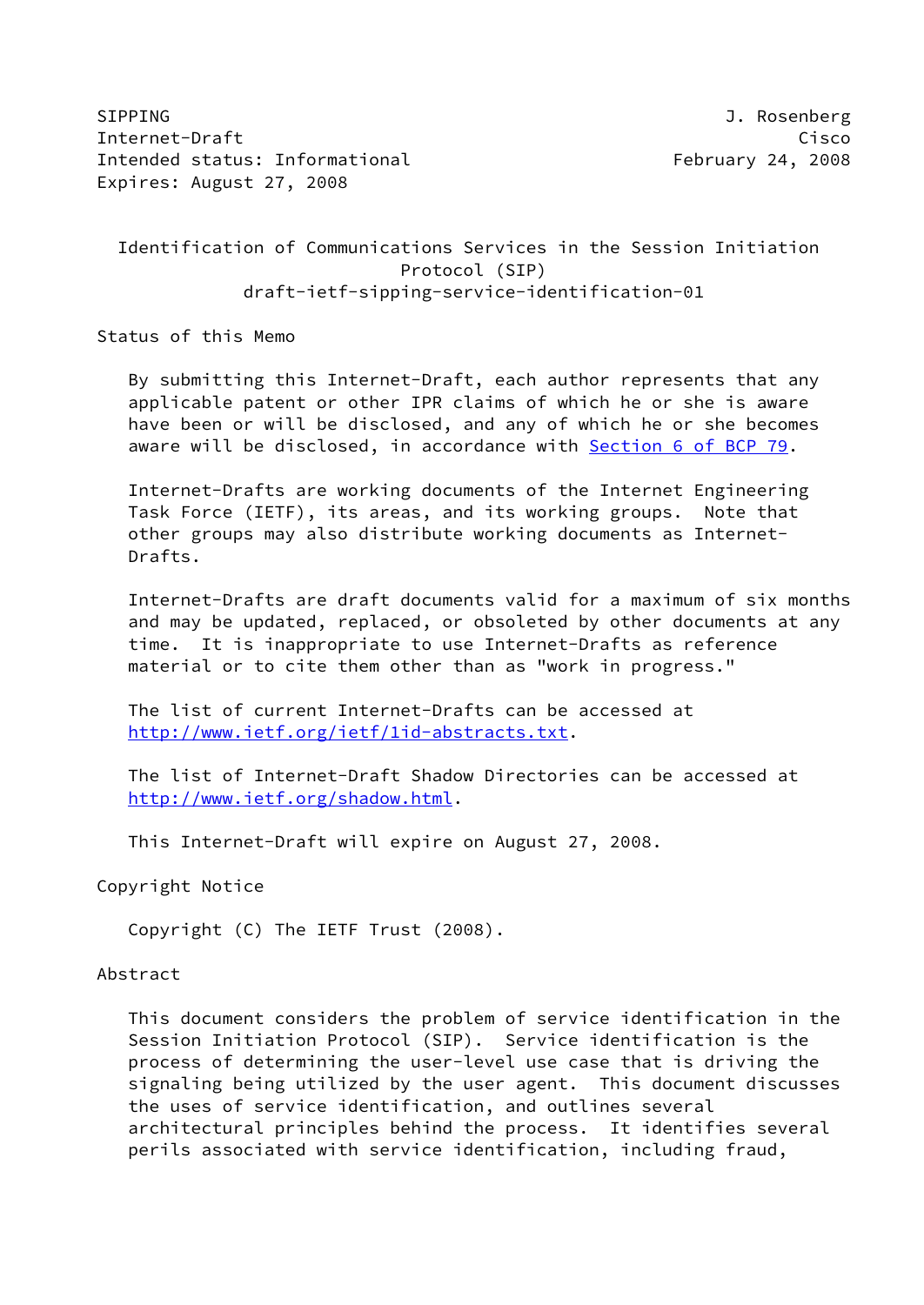SIPPING J. Rosenberg
Internet-Draft Cisco
Intended status: Informational February 24, 2008
Expires: August 27, 2008

# Identification of Communications Services in the Session Initiation Protocol (SIP)
draft-ietf-sipping-service-identification-01

## Status of this Memo

By submitting this Internet-Draft, each author represents that any applicable patent or other IPR claims of which he or she is aware have been or will be disclosed, and any of which he or she becomes aware will be disclosed, in accordance with Section 6 of BCP 79.

Internet-Drafts are working documents of the Internet Engineering Task Force (IETF), its areas, and its working groups. Note that other groups may also distribute working documents as Internet-Drafts.

Internet-Drafts are draft documents valid for a maximum of six months and may be updated, replaced, or obsoleted by other documents at any time. It is inappropriate to use Internet-Drafts as reference material or to cite them other than as "work in progress."

The list of current Internet-Drafts can be accessed at http://www.ietf.org/ietf/1id-abstracts.txt.

The list of Internet-Draft Shadow Directories can be accessed at http://www.ietf.org/shadow.html.

This Internet-Draft will expire on August 27, 2008.

## Copyright Notice

Copyright (C) The IETF Trust (2008).

## Abstract

This document considers the problem of service identification in the Session Initiation Protocol (SIP). Service identification is the process of determining the user-level use case that is driving the signaling being utilized by the user agent. This document discusses the uses of service identification, and outlines several architectural principles behind the process. It identifies several perils associated with service identification, including fraud,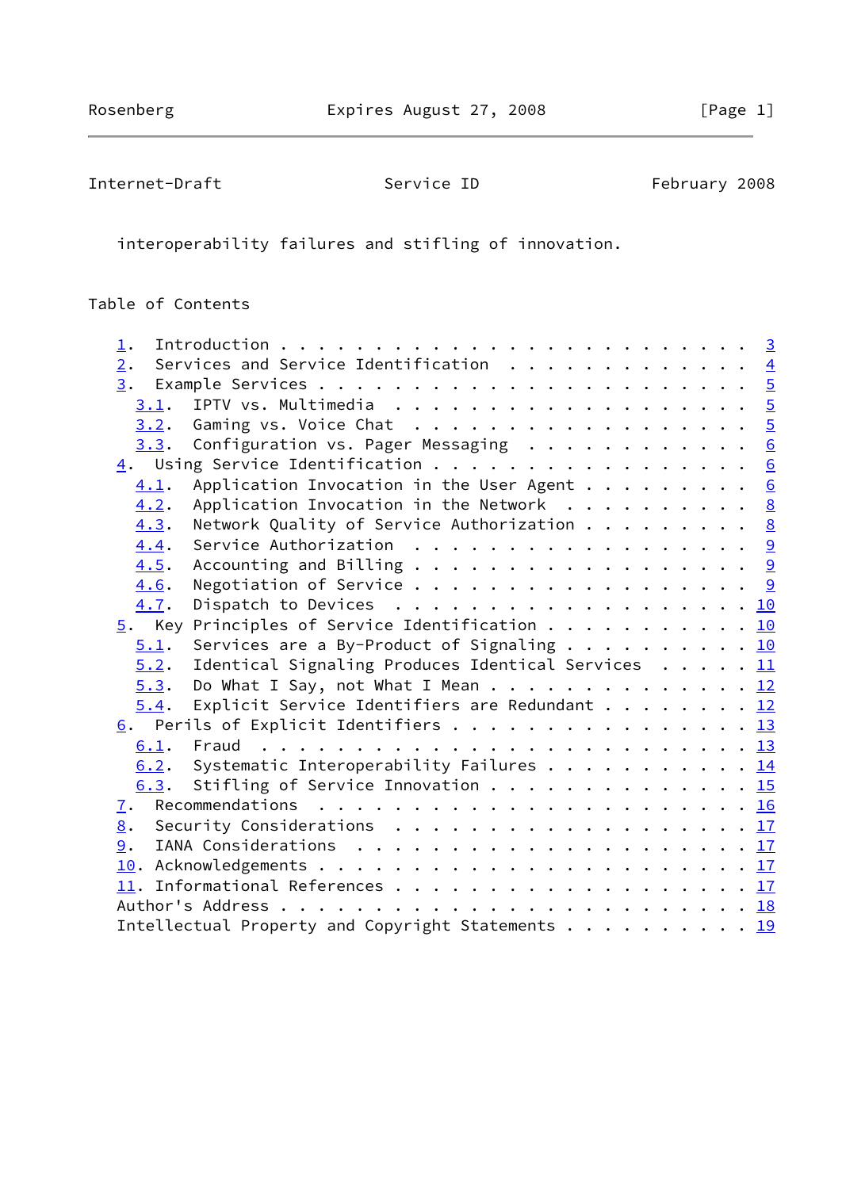interoperability failures and stifling of innovation.

## Table of Contents

- 1. Introduction . . . . . . . . . . . . . . . . . . . . . . . . 3
- 2. Services and Service Identification . . . . . . . . . . . . . 4
- 3. Example Services . . . . . . . . . . . . . . . . . . . . . . . 5
  - 3.1. IPTV vs. Multimedia . . . . . . . . . . . . . . . . . . . 5
  - 3.2. Gaming vs. Voice Chat . . . . . . . . . . . . . . . . . . 5
  - 3.3. Configuration vs. Pager Messaging . . . . . . . . . . . . 6
- 4. Using Service Identification . . . . . . . . . . . . . . . . . 6
  - 4.1. Application Invocation in the User Agent . . . . . . . . . 6
  - 4.2. Application Invocation in the Network . . . . . . . . . . 8
  - 4.3. Network Quality of Service Authorization . . . . . . . . . 8
  - 4.4. Service Authorization . . . . . . . . . . . . . . . . . . 9
  - 4.5. Accounting and Billing . . . . . . . . . . . . . . . . . . 9
  - 4.6. Negotiation of Service . . . . . . . . . . . . . . . . . . 9
  - 4.7. Dispatch to Devices . . . . . . . . . . . . . . . . . . . 10
- 5. Key Principles of Service Identification . . . . . . . . . . . 10
  - 5.1. Services are a By-Product of Signaling . . . . . . . . . 10
  - 5.2. Identical Signaling Produces Identical Services . . . . . 11
  - 5.3. Do What I Say, not What I Mean . . . . . . . . . . . . . . 12
  - 5.4. Explicit Service Identifiers are Redundant . . . . . . . . 12
- 6. Perils of Explicit Identifiers . . . . . . . . . . . . . . . . 13
  - 6.1. Fraud . . . . . . . . . . . . . . . . . . . . . . . . . . 13
  - 6.2. Systematic Interoperability Failures . . . . . . . . . . . 14
  - 6.3. Stifling of Service Innovation . . . . . . . . . . . . . . 15
- 7. Recommendations . . . . . . . . . . . . . . . . . . . . . . . . 16
- 8. Security Considerations . . . . . . . . . . . . . . . . . . . 17
- 9. IANA Considerations . . . . . . . . . . . . . . . . . . . . . 17
- 10. Acknowledgements . . . . . . . . . . . . . . . . . . . . . . . 17
- 11. Informational References . . . . . . . . . . . . . . . . . . . 17
- Author's Address . . . . . . . . . . . . . . . . . . . . . . . . 18
- Intellectual Property and Copyright Statements . . . . . . . . . . 19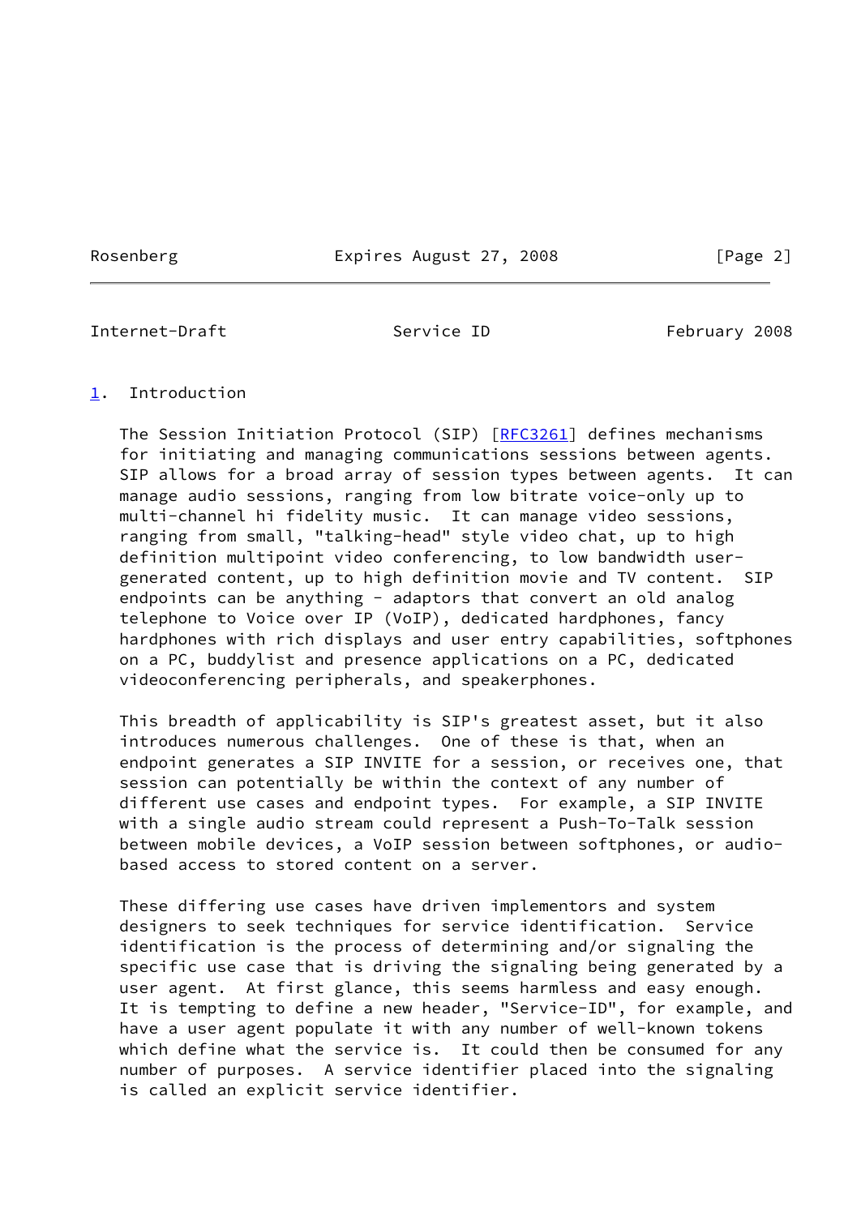## 1. Introduction

The Session Initiation Protocol (SIP) [RFC3261] defines mechanisms for initiating and managing communications sessions between agents. SIP allows for a broad array of session types between agents. It can manage audio sessions, ranging from low bitrate voice-only up to multi-channel hi fidelity music. It can manage video sessions, ranging from small, "talking-head" style video chat, up to high definition multipoint video conferencing, to low bandwidth user-generated content, up to high definition movie and TV content. SIP endpoints can be anything - adaptors that convert an old analog telephone to Voice over IP (VoIP), dedicated hardphones, fancy hardphones with rich displays and user entry capabilities, softphones on a PC, buddylist and presence applications on a PC, dedicated videoconferencing peripherals, and speakerphones.

This breadth of applicability is SIP's greatest asset, but it also introduces numerous challenges. One of these is that, when an endpoint generates a SIP INVITE for a session, or receives one, that session can potentially be within the context of any number of different use cases and endpoint types. For example, a SIP INVITE with a single audio stream could represent a Push-To-Talk session between mobile devices, a VoIP session between softphones, or audio-based access to stored content on a server.

These differing use cases have driven implementors and system designers to seek techniques for service identification. Service identification is the process of determining and/or signaling the specific use case that is driving the signaling being generated by a user agent. At first glance, this seems harmless and easy enough. It is tempting to define a new header, "Service-ID", for example, and have a user agent populate it with any number of well-known tokens which define what the service is. It could then be consumed for any number of purposes. A service identifier placed into the signaling is called an explicit service identifier.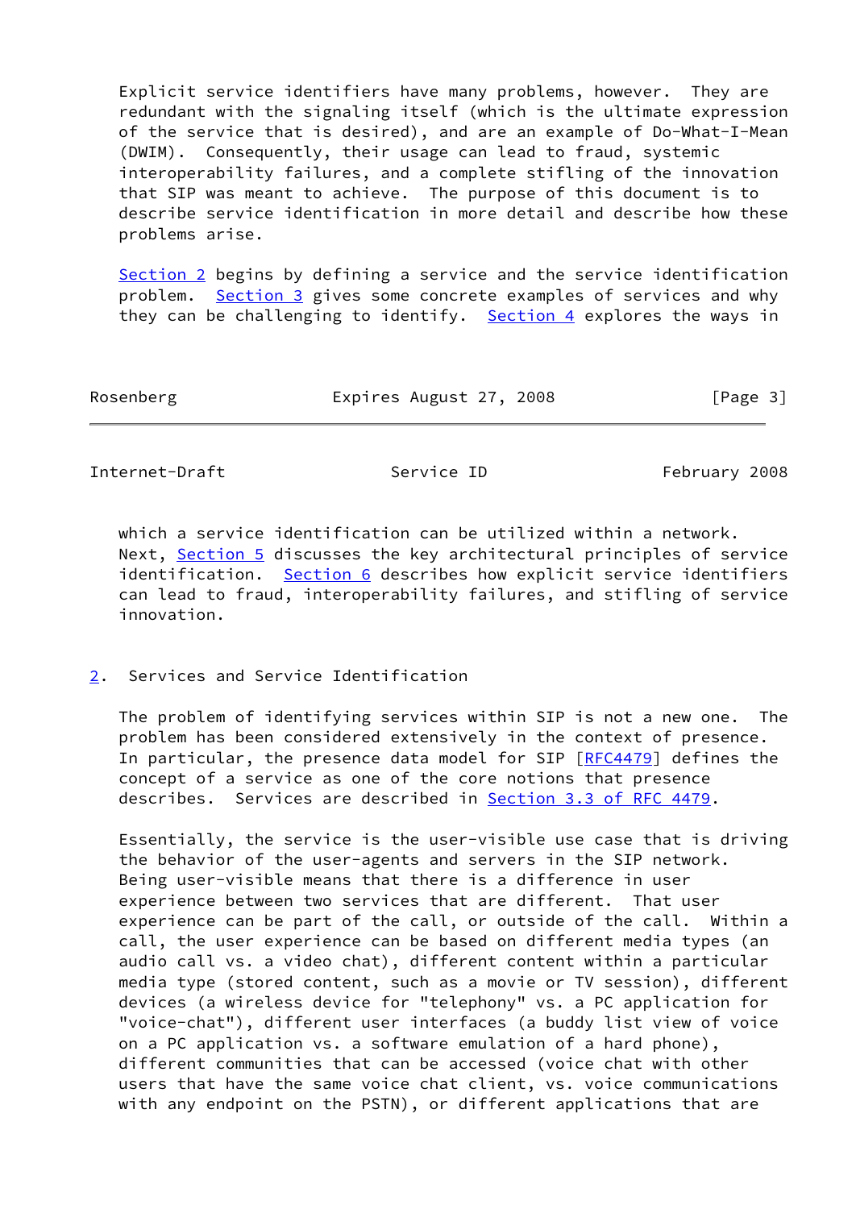Explicit service identifiers have many problems, however. They are redundant with the signaling itself (which is the ultimate expression of the service that is desired), and are an example of Do-What-I-Mean (DWIM). Consequently, their usage can lead to fraud, systemic interoperability failures, and a complete stifling of the innovation that SIP was meant to achieve. The purpose of this document is to describe service identification in more detail and describe how these problems arise.

Section 2 begins by defining a service and the service identification problem. Section 3 gives some concrete examples of services and why they can be challenging to identify. Section 4 explores the ways in which a service identification can be utilized within a network. Next, Section 5 discusses the key architectural principles of service identification. Section 6 describes how explicit service identifiers can lead to fraud, interoperability failures, and stifling of service innovation.

## 2. Services and Service Identification

The problem of identifying services within SIP is not a new one. The problem has been considered extensively in the context of presence. In particular, the presence data model for SIP [RFC4479] defines the concept of a service as one of the core notions that presence describes. Services are described in Section 3.3 of RFC 4479.

Essentially, the service is the user-visible use case that is driving the behavior of the user-agents and servers in the SIP network. Being user-visible means that there is a difference in user experience between two services that are different. That user experience can be part of the call, or outside of the call. Within a call, the user experience can be based on different media types (an audio call vs. a video chat), different content within a particular media type (stored content, such as a movie or TV session), different devices (a wireless device for "telephony" vs. a PC application for "voice-chat"), different user interfaces (a buddy list view of voice on a PC application vs. a software emulation of a hard phone), different communities that can be accessed (voice chat with other users that have the same voice chat client, vs. voice communications with any endpoint on the PSTN), or different applications that are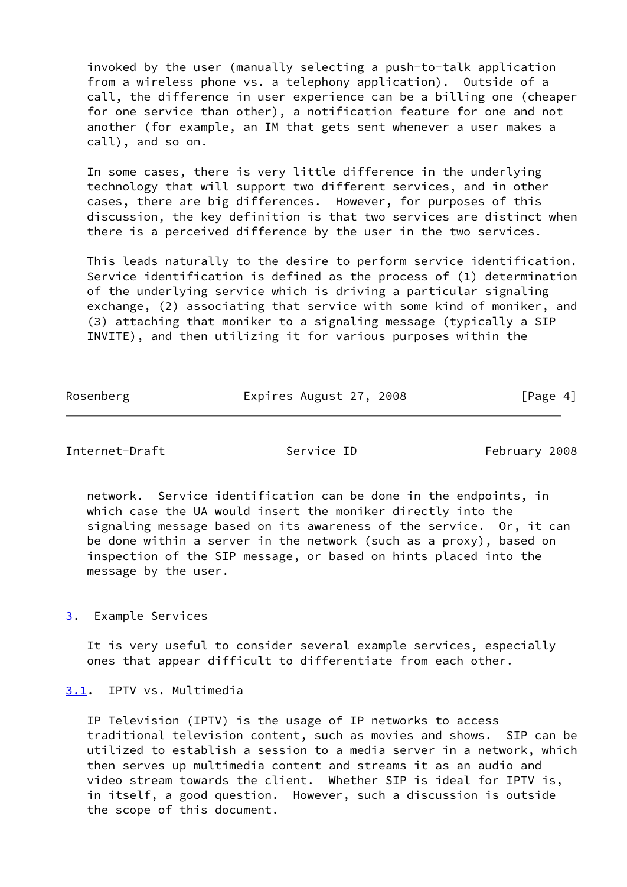invoked by the user (manually selecting a push-to-talk application from a wireless phone vs. a telephony application). Outside of a call, the difference in user experience can be a billing one (cheaper for one service than other), a notification feature for one and not another (for example, an IM that gets sent whenever a user makes a call), and so on.

In some cases, there is very little difference in the underlying technology that will support two different services, and in other cases, there are big differences. However, for purposes of this discussion, the key definition is that two services are distinct when there is a perceived difference by the user in the two services.

This leads naturally to the desire to perform service identification. Service identification is defined as the process of (1) determination of the underlying service which is driving a particular signaling exchange, (2) associating that service with some kind of moniker, and (3) attaching that moniker to a signaling message (typically a SIP INVITE), and then utilizing it for various purposes within the network. Service identification can be done in the endpoints, in which case the UA would insert the moniker directly into the signaling message based on its awareness of the service. Or, it can be done within a server in the network (such as a proxy), based on inspection of the SIP message, or based on hints placed into the message by the user.

## 3. Example Services

It is very useful to consider several example services, especially ones that appear difficult to differentiate from each other.

### 3.1. IPTV vs. Multimedia

IP Television (IPTV) is the usage of IP networks to access traditional television content, such as movies and shows. SIP can be utilized to establish a session to a media server in a network, which then serves up multimedia content and streams it as an audio and video stream towards the client. Whether SIP is ideal for IPTV is, in itself, a good question. However, such a discussion is outside the scope of this document.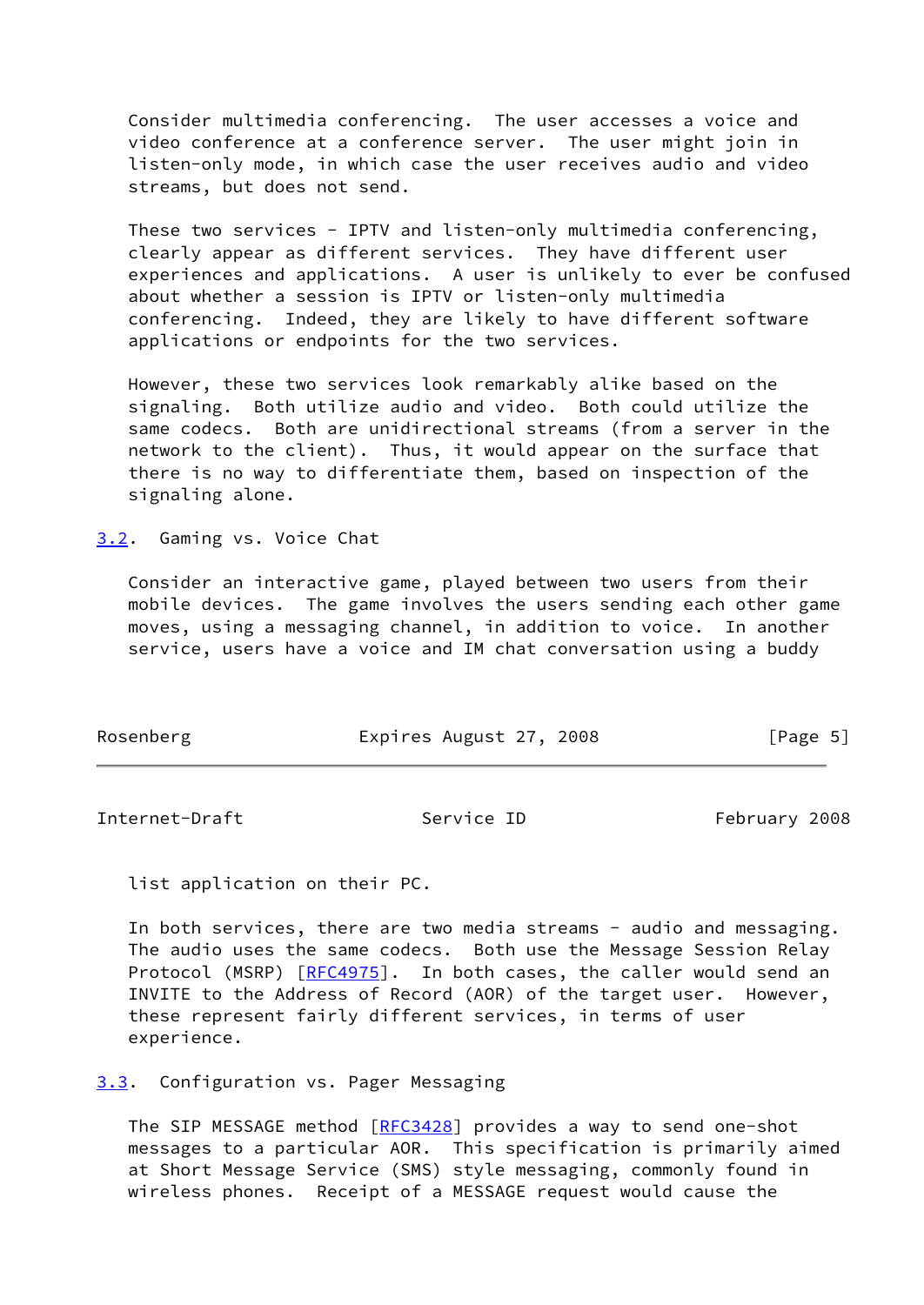Consider multimedia conferencing. The user accesses a voice and video conference at a conference server. The user might join in listen-only mode, in which case the user receives audio and video streams, but does not send.

These two services - IPTV and listen-only multimedia conferencing, clearly appear as different services. They have different user experiences and applications. A user is unlikely to ever be confused about whether a session is IPTV or listen-only multimedia conferencing. Indeed, they are likely to have different software applications or endpoints for the two services.

However, these two services look remarkably alike based on the signaling. Both utilize audio and video. Both could utilize the same codecs. Both are unidirectional streams (from a server in the network to the client). Thus, it would appear on the surface that there is no way to differentiate them, based on inspection of the signaling alone.

### 3.2. Gaming vs. Voice Chat

Consider an interactive game, played between two users from their mobile devices. The game involves the users sending each other game moves, using a messaging channel, in addition to voice. In another service, users have a voice and IM chat conversation using a buddy list application on their PC.

In both services, there are two media streams - audio and messaging. The audio uses the same codecs. Both use the Message Session Relay Protocol (MSRP) [RFC4975]. In both cases, the caller would send an INVITE to the Address of Record (AOR) of the target user. However, these represent fairly different services, in terms of user experience.

### 3.3. Configuration vs. Pager Messaging

The SIP MESSAGE method [RFC3428] provides a way to send one-shot messages to a particular AOR. This specification is primarily aimed at Short Message Service (SMS) style messaging, commonly found in wireless phones. Receipt of a MESSAGE request would cause the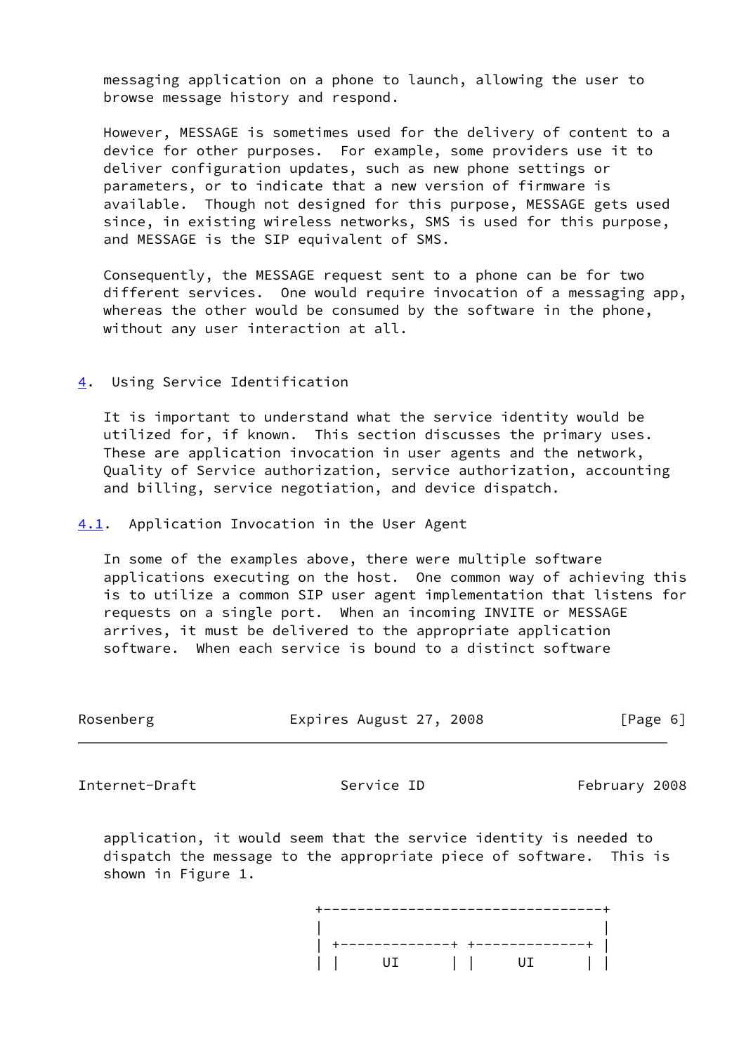messaging application on a phone to launch, allowing the user to browse message history and respond.

However, MESSAGE is sometimes used for the delivery of content to a device for other purposes. For example, some providers use it to deliver configuration updates, such as new phone settings or parameters, or to indicate that a new version of firmware is available. Though not designed for this purpose, MESSAGE gets used since, in existing wireless networks, SMS is used for this purpose, and MESSAGE is the SIP equivalent of SMS.

Consequently, the MESSAGE request sent to a phone can be for two different services. One would require invocation of a messaging app, whereas the other would be consumed by the software in the phone, without any user interaction at all.

## 4. Using Service Identification

It is important to understand what the service identity would be utilized for, if known. This section discusses the primary uses. These are application invocation in user agents and the network, Quality of Service authorization, service authorization, accounting and billing, service negotiation, and device dispatch.

### 4.1. Application Invocation in the User Agent

In some of the examples above, there were multiple software applications executing on the host. One common way of achieving this is to utilize a common SIP user agent implementation that listens for requests on a single port. When an incoming INVITE or MESSAGE arrives, it must be delivered to the appropriate application software. When each service is bound to a distinct software application, it would seem that the service identity is needed to dispatch the message to the appropriate piece of software. This is shown in Figure 1.

```
+---------------------------------+
|                                 |
| +-------------+ +-------------+ |
| |     UI      | |     UI      | |
```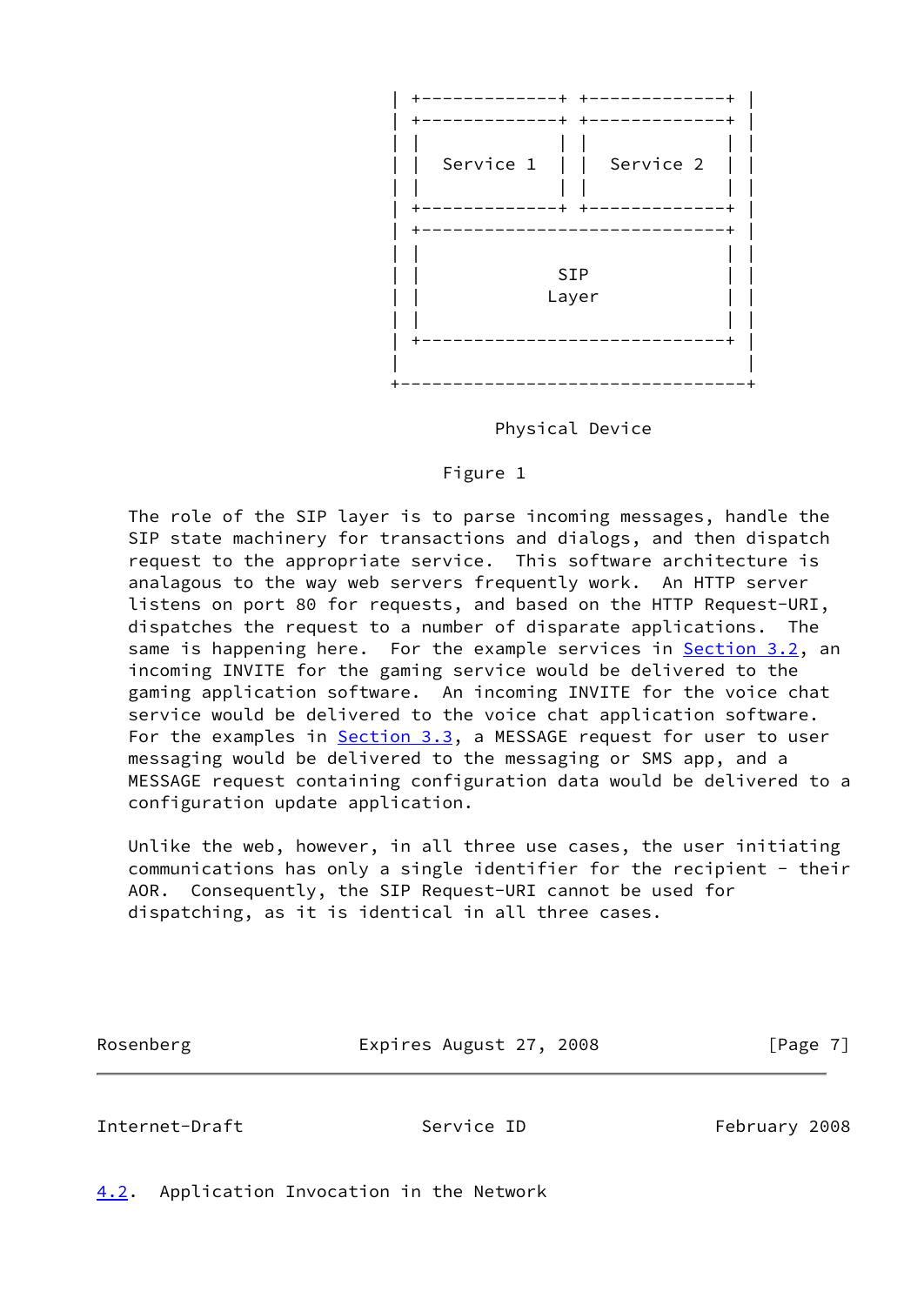```
 | +-------------+ +-------------+ |
 | +-------------+ +-------------+ |
 | |             | |             | |
 | |  Service 1  | |  Service 2  | |
 | |             | |             | |
 | +-------------+ +-------------+ |
 | +-----------------------------+ |
 | |                             | |
 | |            SIP              | |
 | |           Layer             | |
 | |                             | |
 | +-----------------------------+ |
 |                                 |
 +---------------------------------+

           Physical Device
```

Figure 1

The role of the SIP layer is to parse incoming messages, handle the SIP state machinery for transactions and dialogs, and then dispatch request to the appropriate service. This software architecture is analagous to the way web servers frequently work. An HTTP server listens on port 80 for requests, and based on the HTTP Request-URI, dispatches the request to a number of disparate applications. The same is happening here. For the example services in Section 3.2, an incoming INVITE for the gaming service would be delivered to the gaming application software. An incoming INVITE for the voice chat service would be delivered to the voice chat application software. For the examples in Section 3.3, a MESSAGE request for user to user messaging would be delivered to the messaging or SMS app, and a MESSAGE request containing configuration data would be delivered to a configuration update application.

Unlike the web, however, in all three use cases, the user initiating communications has only a single identifier for the recipient - their AOR. Consequently, the SIP Request-URI cannot be used for dispatching, as it is identical in all three cases.

## 4.2. Application Invocation in the Network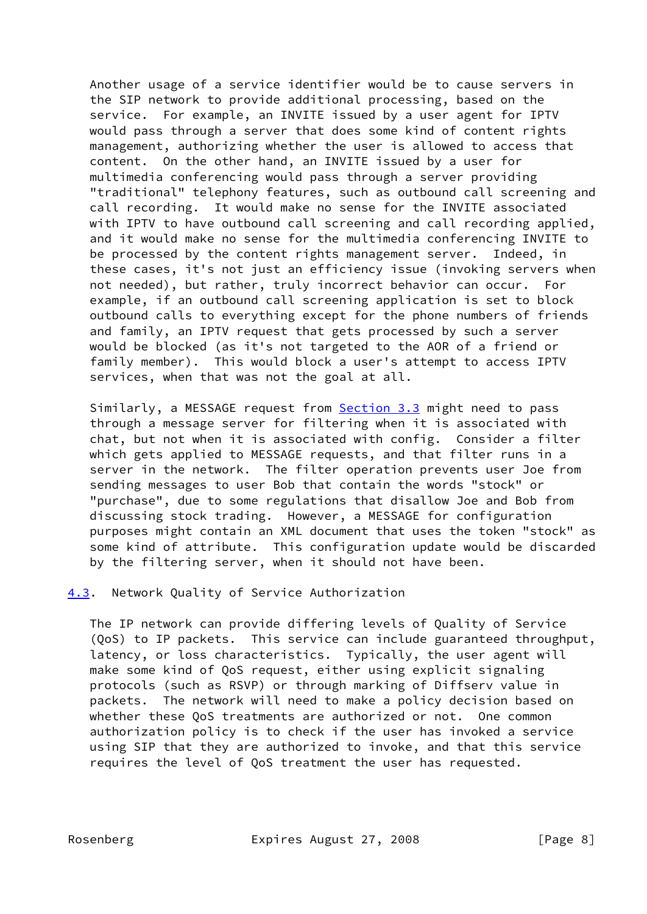Another usage of a service identifier would be to cause servers in the SIP network to provide additional processing, based on the service. For example, an INVITE issued by a user agent for IPTV would pass through a server that does some kind of content rights management, authorizing whether the user is allowed to access that content. On the other hand, an INVITE issued by a user for multimedia conferencing would pass through a server providing "traditional" telephony features, such as outbound call screening and call recording. It would make no sense for the INVITE associated with IPTV to have outbound call screening and call recording applied, and it would make no sense for the multimedia conferencing INVITE to be processed by the content rights management server. Indeed, in these cases, it's not just an efficiency issue (invoking servers when not needed), but rather, truly incorrect behavior can occur. For example, if an outbound call screening application is set to block outbound calls to everything except for the phone numbers of friends and family, an IPTV request that gets processed by such a server would be blocked (as it's not targeted to the AOR of a friend or family member). This would block a user's attempt to access IPTV services, when that was not the goal at all.

Similarly, a MESSAGE request from Section 3.3 might need to pass through a message server for filtering when it is associated with chat, but not when it is associated with config. Consider a filter which gets applied to MESSAGE requests, and that filter runs in a server in the network. The filter operation prevents user Joe from sending messages to user Bob that contain the words "stock" or "purchase", due to some regulations that disallow Joe and Bob from discussing stock trading. However, a MESSAGE for configuration purposes might contain an XML document that uses the token "stock" as some kind of attribute. This configuration update would be discarded by the filtering server, when it should not have been.

### 4.3. Network Quality of Service Authorization

The IP network can provide differing levels of Quality of Service (QoS) to IP packets. This service can include guaranteed throughput, latency, or loss characteristics. Typically, the user agent will make some kind of QoS request, either using explicit signaling protocols (such as RSVP) or through marking of Diffserv value in packets. The network will need to make a policy decision based on whether these QoS treatments are authorized or not. One common authorization policy is to check if the user has invoked a service using SIP that they are authorized to invoke, and that this service requires the level of QoS treatment the user has requested.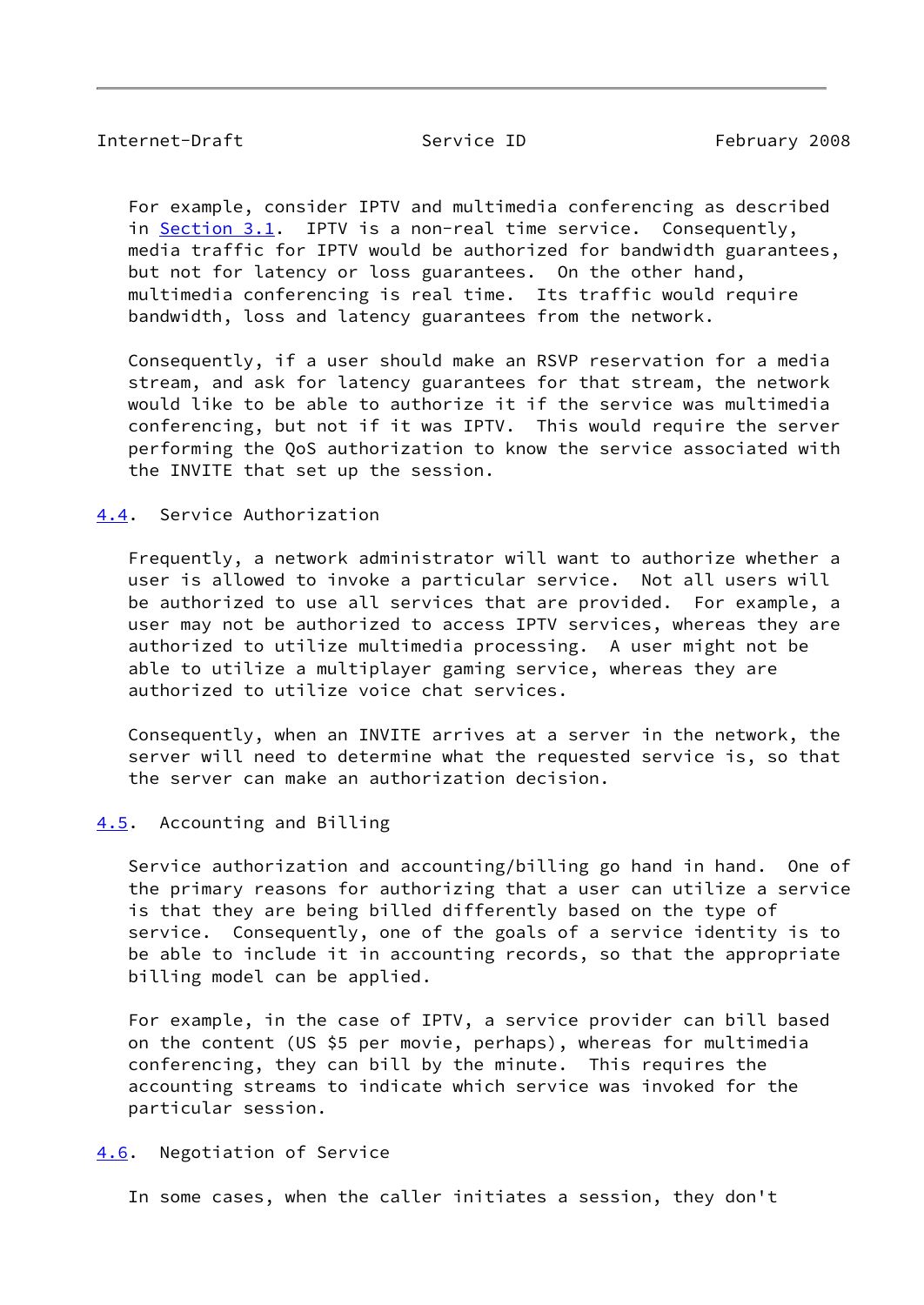For example, consider IPTV and multimedia conferencing as described in Section 3.1. IPTV is a non-real time service. Consequently, media traffic for IPTV would be authorized for bandwidth guarantees, but not for latency or loss guarantees. On the other hand, multimedia conferencing is real time. Its traffic would require bandwidth, loss and latency guarantees from the network.

Consequently, if a user should make an RSVP reservation for a media stream, and ask for latency guarantees for that stream, the network would like to be able to authorize it if the service was multimedia conferencing, but not if it was IPTV. This would require the server performing the QoS authorization to know the service associated with the INVITE that set up the session.

### 4.4. Service Authorization

Frequently, a network administrator will want to authorize whether a user is allowed to invoke a particular service. Not all users will be authorized to use all services that are provided. For example, a user may not be authorized to access IPTV services, whereas they are authorized to utilize multimedia processing. A user might not be able to utilize a multiplayer gaming service, whereas they are authorized to utilize voice chat services.

Consequently, when an INVITE arrives at a server in the network, the server will need to determine what the requested service is, so that the server can make an authorization decision.

### 4.5. Accounting and Billing

Service authorization and accounting/billing go hand in hand. One of the primary reasons for authorizing that a user can utilize a service is that they are being billed differently based on the type of service. Consequently, one of the goals of a service identity is to be able to include it in accounting records, so that the appropriate billing model can be applied.

For example, in the case of IPTV, a service provider can bill based on the content (US $5 per movie, perhaps), whereas for multimedia conferencing, they can bill by the minute. This requires the accounting streams to indicate which service was invoked for the particular session.

### 4.6. Negotiation of Service

In some cases, when the caller initiates a session, they don't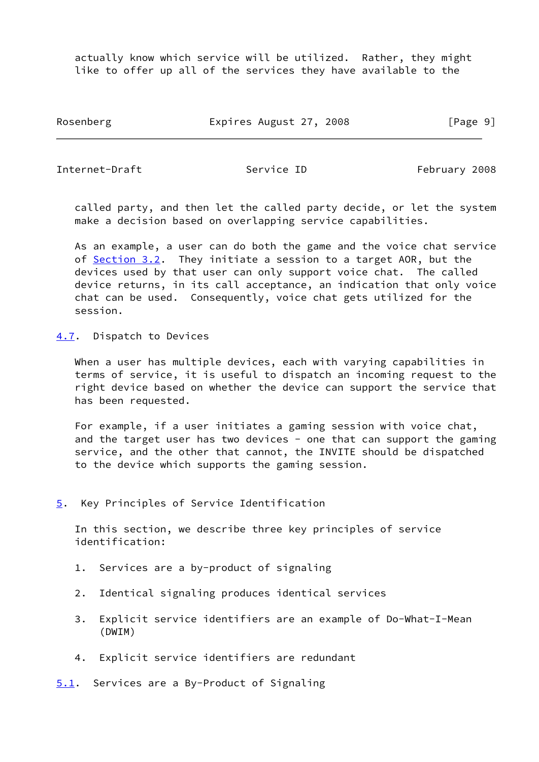actually know which service will be utilized. Rather, they might like to offer up all of the services they have available to the called party, and then let the called party decide, or let the system make a decision based on overlapping service capabilities.

As an example, a user can do both the game and the voice chat service of Section 3.2. They initiate a session to a target AOR, but the devices used by that user can only support voice chat. The called device returns, in its call acceptance, an indication that only voice chat can be used. Consequently, voice chat gets utilized for the session.

### 4.7. Dispatch to Devices

When a user has multiple devices, each with varying capabilities in terms of service, it is useful to dispatch an incoming request to the right device based on whether the device can support the service that has been requested.

For example, if a user initiates a gaming session with voice chat, and the target user has two devices - one that can support the gaming service, and the other that cannot, the INVITE should be dispatched to the device which supports the gaming session.

## 5. Key Principles of Service Identification

In this section, we describe three key principles of service identification:

1. Services are a by-product of signaling
2. Identical signaling produces identical services
3. Explicit service identifiers are an example of Do-What-I-Mean (DWIM)
4. Explicit service identifiers are redundant

### 5.1. Services are a By-Product of Signaling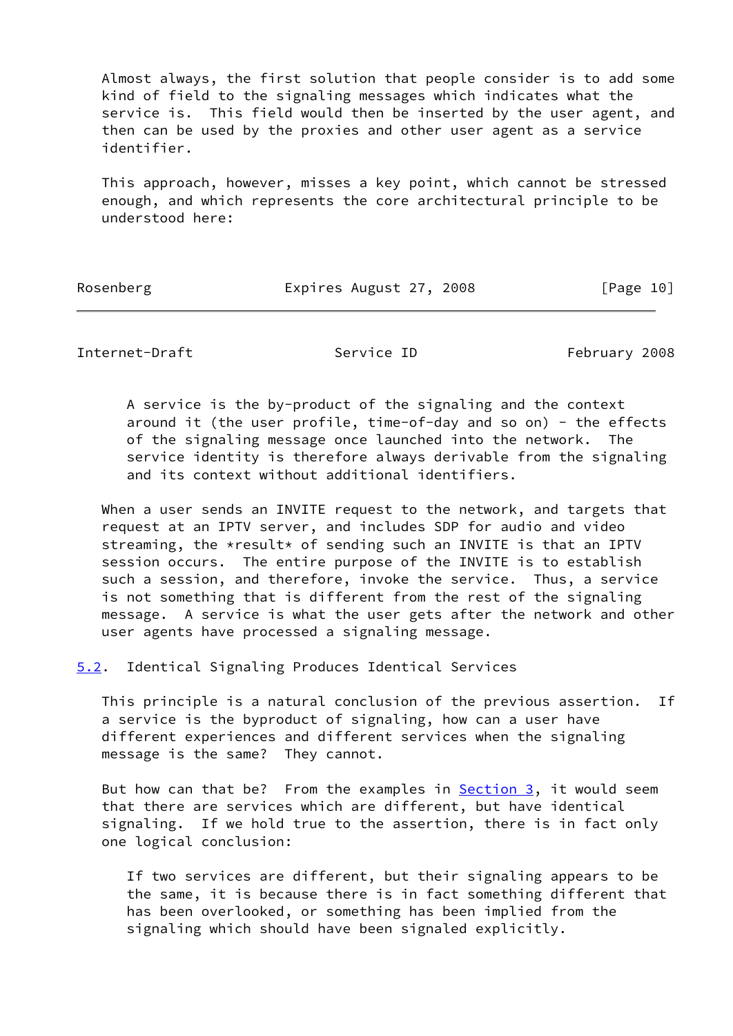Almost always, the first solution that people consider is to add some kind of field to the signaling messages which indicates what the service is. This field would then be inserted by the user agent, and then can be used by the proxies and other user agent as a service identifier.

This approach, however, misses a key point, which cannot be stressed enough, and which represents the core architectural principle to be understood here:

> A service is the by-product of the signaling and the context around it (the user profile, time-of-day and so on) - the effects of the signaling message once launched into the network. The service identity is therefore always derivable from the signaling and its context without additional identifiers.

When a user sends an INVITE request to the network, and targets that request at an IPTV server, and includes SDP for audio and video streaming, the *result* of sending such an INVITE is that an IPTV session occurs. The entire purpose of the INVITE is to establish such a session, and therefore, invoke the service. Thus, a service is not something that is different from the rest of the signaling message. A service is what the user gets after the network and other user agents have processed a signaling message.

## 5.2. Identical Signaling Produces Identical Services

This principle is a natural conclusion of the previous assertion. If a service is the byproduct of signaling, how can a user have different experiences and different services when the signaling message is the same? They cannot.

But how can that be? From the examples in Section 3, it would seem that there are services which are different, but have identical signaling. If we hold true to the assertion, there is in fact only one logical conclusion:

> If two services are different, but their signaling appears to be the same, it is because there is in fact something different that has been overlooked, or something has been implied from the signaling which should have been signaled explicitly.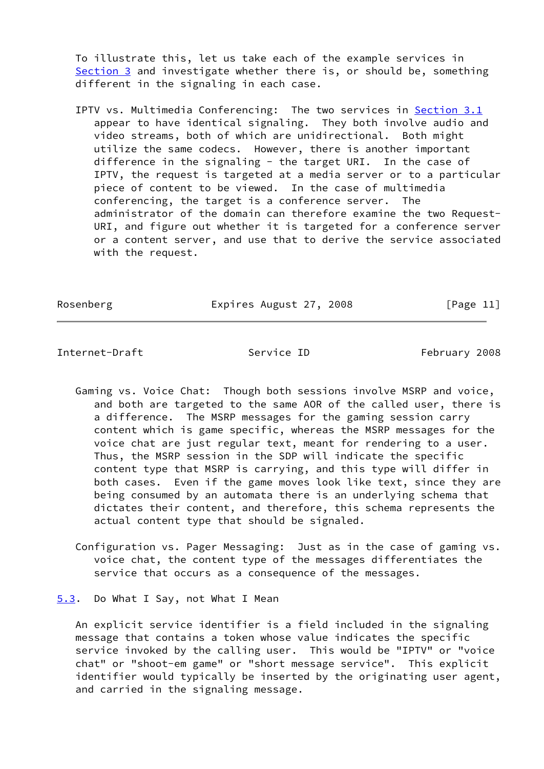To illustrate this, let us take each of the example services in Section 3 and investigate whether there is, or should be, something different in the signaling in each case.

IPTV vs. Multimedia Conferencing: The two services in Section 3.1 appear to have identical signaling. They both involve audio and video streams, both of which are unidirectional. Both might utilize the same codecs. However, there is another important difference in the signaling - the target URI. In the case of IPTV, the request is targeted at a media server or to a particular piece of content to be viewed. In the case of multimedia conferencing, the target is a conference server. The administrator of the domain can therefore examine the two Request-URI, and figure out whether it is targeted for a conference server or a content server, and use that to derive the service associated with the request.

Gaming vs. Voice Chat: Though both sessions involve MSRP and voice, and both are targeted to the same AOR of the called user, there is a difference. The MSRP messages for the gaming session carry content which is game specific, whereas the MSRP messages for the voice chat are just regular text, meant for rendering to a user. Thus, the MSRP session in the SDP will indicate the specific content type that MSRP is carrying, and this type will differ in both cases. Even if the game moves look like text, since they are being consumed by an automata there is an underlying schema that dictates their content, and therefore, this schema represents the actual content type that should be signaled.

Configuration vs. Pager Messaging: Just as in the case of gaming vs. voice chat, the content type of the messages differentiates the service that occurs as a consequence of the messages.

## 5.3. Do What I Say, not What I Mean

An explicit service identifier is a field included in the signaling message that contains a token whose value indicates the specific service invoked by the calling user. This would be "IPTV" or "voice chat" or "shoot-em game" or "short message service". This explicit identifier would typically be inserted by the originating user agent, and carried in the signaling message.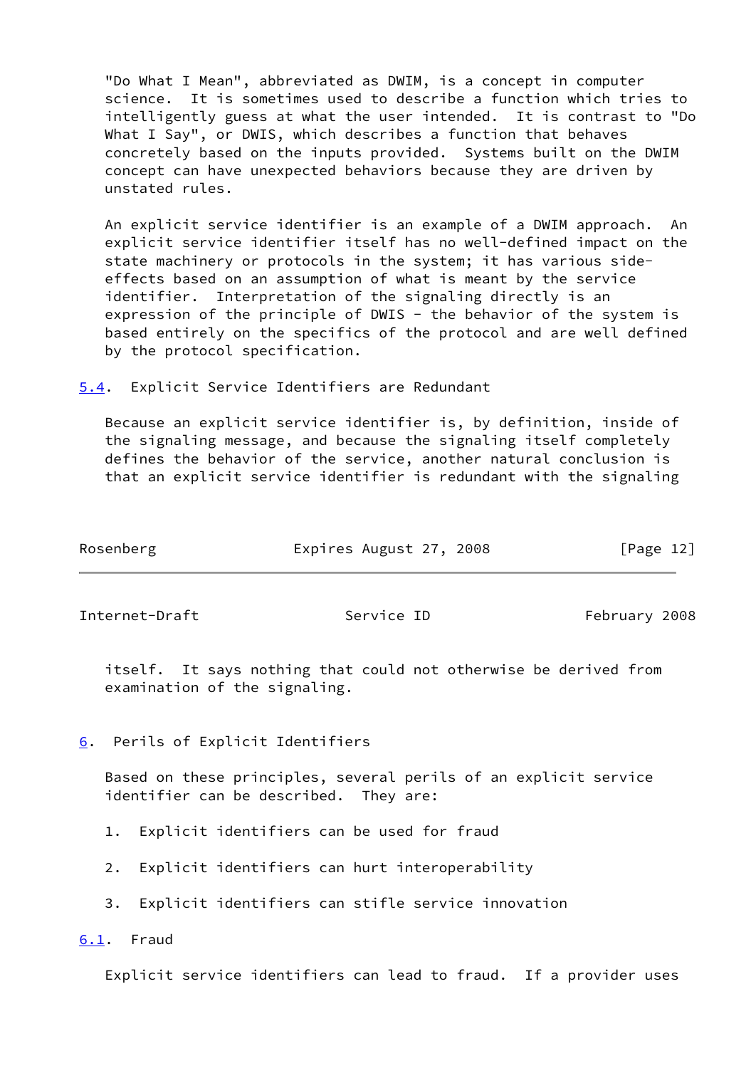"Do What I Mean", abbreviated as DWIM, is a concept in computer science. It is sometimes used to describe a function which tries to intelligently guess at what the user intended. It is contrast to "Do What I Say", or DWIS, which describes a function that behaves concretely based on the inputs provided. Systems built on the DWIM concept can have unexpected behaviors because they are driven by unstated rules.

An explicit service identifier is an example of a DWIM approach. An explicit service identifier itself has no well-defined impact on the state machinery or protocols in the system; it has various side-effects based on an assumption of what is meant by the service identifier. Interpretation of the signaling directly is an expression of the principle of DWIS - the behavior of the system is based entirely on the specifics of the protocol and are well defined by the protocol specification.

### 5.4. Explicit Service Identifiers are Redundant

Because an explicit service identifier is, by definition, inside of the signaling message, and because the signaling itself completely defines the behavior of the service, another natural conclusion is that an explicit service identifier is redundant with the signaling itself. It says nothing that could otherwise be derived from examination of the signaling.

## 6. Perils of Explicit Identifiers

Based on these principles, several perils of an explicit service identifier can be described. They are:

1. Explicit identifiers can be used for fraud

2. Explicit identifiers can hurt interoperability

3. Explicit identifiers can stifle service innovation

### 6.1. Fraud

Explicit service identifiers can lead to fraud. If a provider uses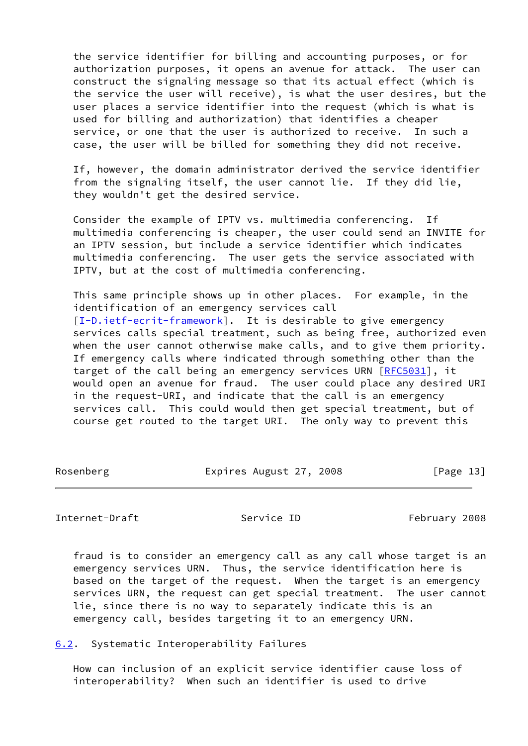the service identifier for billing and accounting purposes, or for authorization purposes, it opens an avenue for attack. The user can construct the signaling message so that its actual effect (which is the service the user will receive), is what the user desires, but the user places a service identifier into the request (which is what is used for billing and authorization) that identifies a cheaper service, or one that the user is authorized to receive. In such a case, the user will be billed for something they did not receive.

If, however, the domain administrator derived the service identifier from the signaling itself, the user cannot lie. If they did lie, they wouldn't get the desired service.

Consider the example of IPTV vs. multimedia conferencing. If multimedia conferencing is cheaper, the user could send an INVITE for an IPTV session, but include a service identifier which indicates multimedia conferencing. The user gets the service associated with IPTV, but at the cost of multimedia conferencing.

This same principle shows up in other places. For example, in the identification of an emergency services call [I-D.ietf-ecrit-framework]. It is desirable to give emergency services calls special treatment, such as being free, authorized even when the user cannot otherwise make calls, and to give them priority. If emergency calls where indicated through something other than the target of the call being an emergency services URN [RFC5031], it would open an avenue for fraud. The user could place any desired URI in the request-URI, and indicate that the call is an emergency services call. This could would then get special treatment, but of course get routed to the target URI. The only way to prevent this fraud is to consider an emergency call as any call whose target is an emergency services URN. Thus, the service identification here is based on the target of the request. When the target is an emergency services URN, the request can get special treatment. The user cannot lie, since there is no way to separately indicate this is an emergency call, besides targeting it to an emergency URN.

## 6.2. Systematic Interoperability Failures

How can inclusion of an explicit service identifier cause loss of interoperability? When such an identifier is used to drive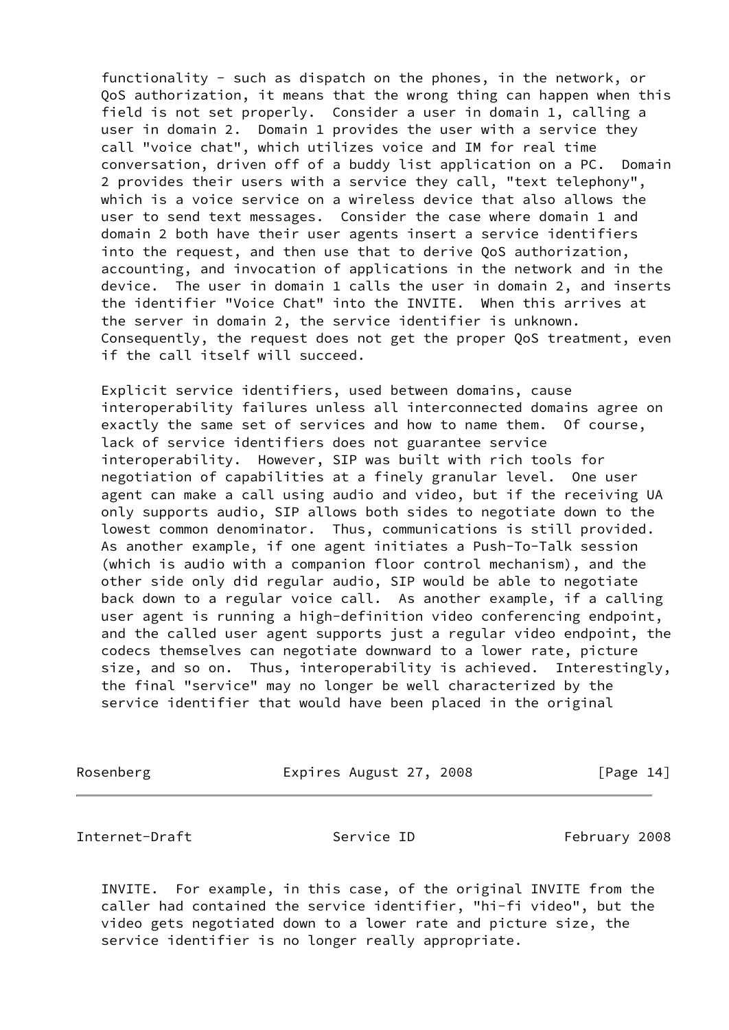functionality - such as dispatch on the phones, in the network, or QoS authorization, it means that the wrong thing can happen when this field is not set properly. Consider a user in domain 1, calling a user in domain 2. Domain 1 provides the user with a service they call "voice chat", which utilizes voice and IM for real time conversation, driven off of a buddy list application on a PC. Domain 2 provides their users with a service they call, "text telephony", which is a voice service on a wireless device that also allows the user to send text messages. Consider the case where domain 1 and domain 2 both have their user agents insert a service identifiers into the request, and then use that to derive QoS authorization, accounting, and invocation of applications in the network and in the device. The user in domain 1 calls the user in domain 2, and inserts the identifier "Voice Chat" into the INVITE. When this arrives at the server in domain 2, the service identifier is unknown. Consequently, the request does not get the proper QoS treatment, even if the call itself will succeed.

Explicit service identifiers, used between domains, cause interoperability failures unless all interconnected domains agree on exactly the same set of services and how to name them. Of course, lack of service identifiers does not guarantee service interoperability. However, SIP was built with rich tools for negotiation of capabilities at a finely granular level. One user agent can make a call using audio and video, but if the receiving UA only supports audio, SIP allows both sides to negotiate down to the lowest common denominator. Thus, communications is still provided. As another example, if one agent initiates a Push-To-Talk session (which is audio with a companion floor control mechanism), and the other side only did regular audio, SIP would be able to negotiate back down to a regular voice call. As another example, if a calling user agent is running a high-definition video conferencing endpoint, and the called user agent supports just a regular video endpoint, the codecs themselves can negotiate downward to a lower rate, picture size, and so on. Thus, interoperability is achieved. Interestingly, the final "service" may no longer be well characterized by the service identifier that would have been placed in the original INVITE. For example, in this case, of the original INVITE from the caller had contained the service identifier, "hi-fi video", but the video gets negotiated down to a lower rate and picture size, the service identifier is no longer really appropriate.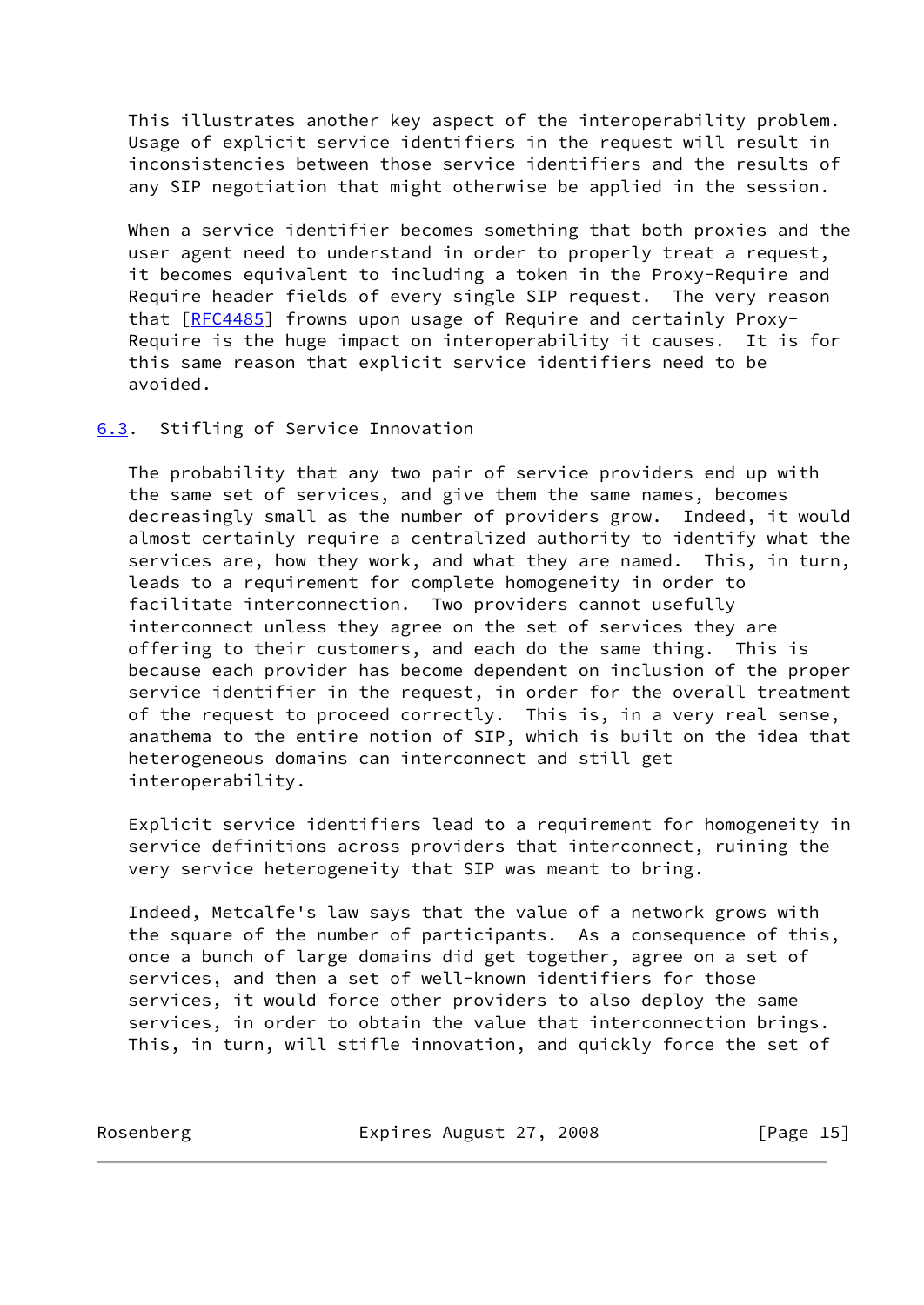This illustrates another key aspect of the interoperability problem. Usage of explicit service identifiers in the request will result in inconsistencies between those service identifiers and the results of any SIP negotiation that might otherwise be applied in the session.

When a service identifier becomes something that both proxies and the user agent need to understand in order to properly treat a request, it becomes equivalent to including a token in the Proxy-Require and Require header fields of every single SIP request. The very reason that [RFC4485] frowns upon usage of Require and certainly Proxy-Require is the huge impact on interoperability it causes. It is for this same reason that explicit service identifiers need to be avoided.

### 6.3. Stifling of Service Innovation

The probability that any two pair of service providers end up with the same set of services, and give them the same names, becomes decreasingly small as the number of providers grow. Indeed, it would almost certainly require a centralized authority to identify what the services are, how they work, and what they are named. This, in turn, leads to a requirement for complete homogeneity in order to facilitate interconnection. Two providers cannot usefully interconnect unless they agree on the set of services they are offering to their customers, and each do the same thing. This is because each provider has become dependent on inclusion of the proper service identifier in the request, in order for the overall treatment of the request to proceed correctly. This is, in a very real sense, anathema to the entire notion of SIP, which is built on the idea that heterogeneous domains can interconnect and still get interoperability.

Explicit service identifiers lead to a requirement for homogeneity in service definitions across providers that interconnect, ruining the very service heterogeneity that SIP was meant to bring.

Indeed, Metcalfe's law says that the value of a network grows with the square of the number of participants. As a consequence of this, once a bunch of large domains did get together, agree on a set of services, and then a set of well-known identifiers for those services, it would force other providers to also deploy the same services, in order to obtain the value that interconnection brings. This, in turn, will stifle innovation, and quickly force the set of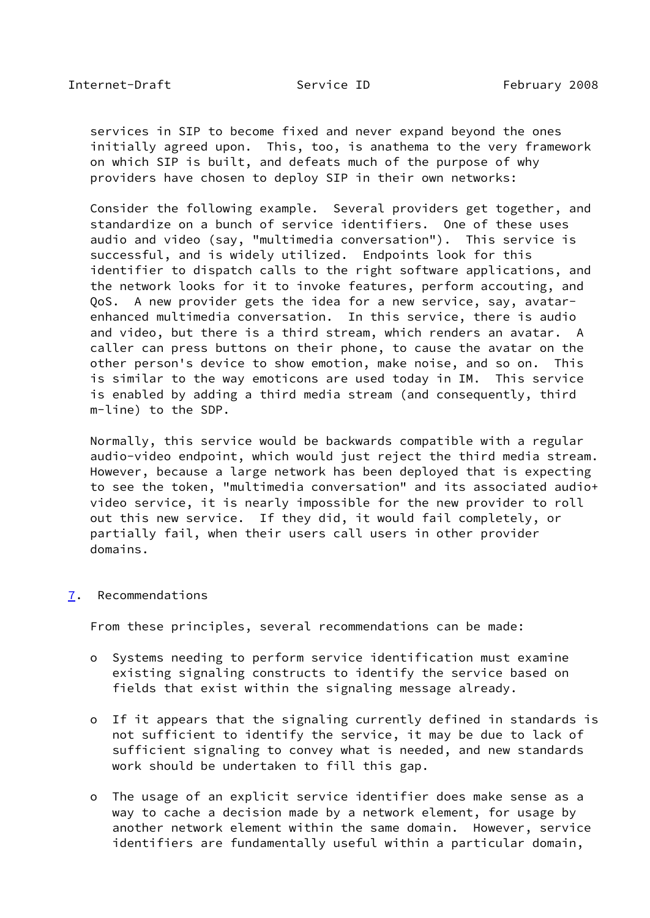services in SIP to become fixed and never expand beyond the ones initially agreed upon. This, too, is anathema to the very framework on which SIP is built, and defeats much of the purpose of why providers have chosen to deploy SIP in their own networks:

Consider the following example. Several providers get together, and standardize on a bunch of service identifiers. One of these uses audio and video (say, "multimedia conversation"). This service is successful, and is widely utilized. Endpoints look for this identifier to dispatch calls to the right software applications, and the network looks for it to invoke features, perform accouting, and QoS. A new provider gets the idea for a new service, say, avatar-enhanced multimedia conversation. In this service, there is audio and video, but there is a third stream, which renders an avatar. A caller can press buttons on their phone, to cause the avatar on the other person's device to show emotion, make noise, and so on. This is similar to the way emoticons are used today in IM. This service is enabled by adding a third media stream (and consequently, third m-line) to the SDP.

Normally, this service would be backwards compatible with a regular audio-video endpoint, which would just reject the third media stream. However, because a large network has been deployed that is expecting to see the token, "multimedia conversation" and its associated audio+video service, it is nearly impossible for the new provider to roll out this new service. If they did, it would fail completely, or partially fail, when their users call users in other provider domains.

## 7. Recommendations

From these principles, several recommendations can be made:

- Systems needing to perform service identification must examine existing signaling constructs to identify the service based on fields that exist within the signaling message already.

- If it appears that the signaling currently defined in standards is not sufficient to identify the service, it may be due to lack of sufficient signaling to convey what is needed, and new standards work should be undertaken to fill this gap.

- The usage of an explicit service identifier does make sense as a way to cache a decision made by a network element, for usage by another network element within the same domain. However, service identifiers are fundamentally useful within a particular domain,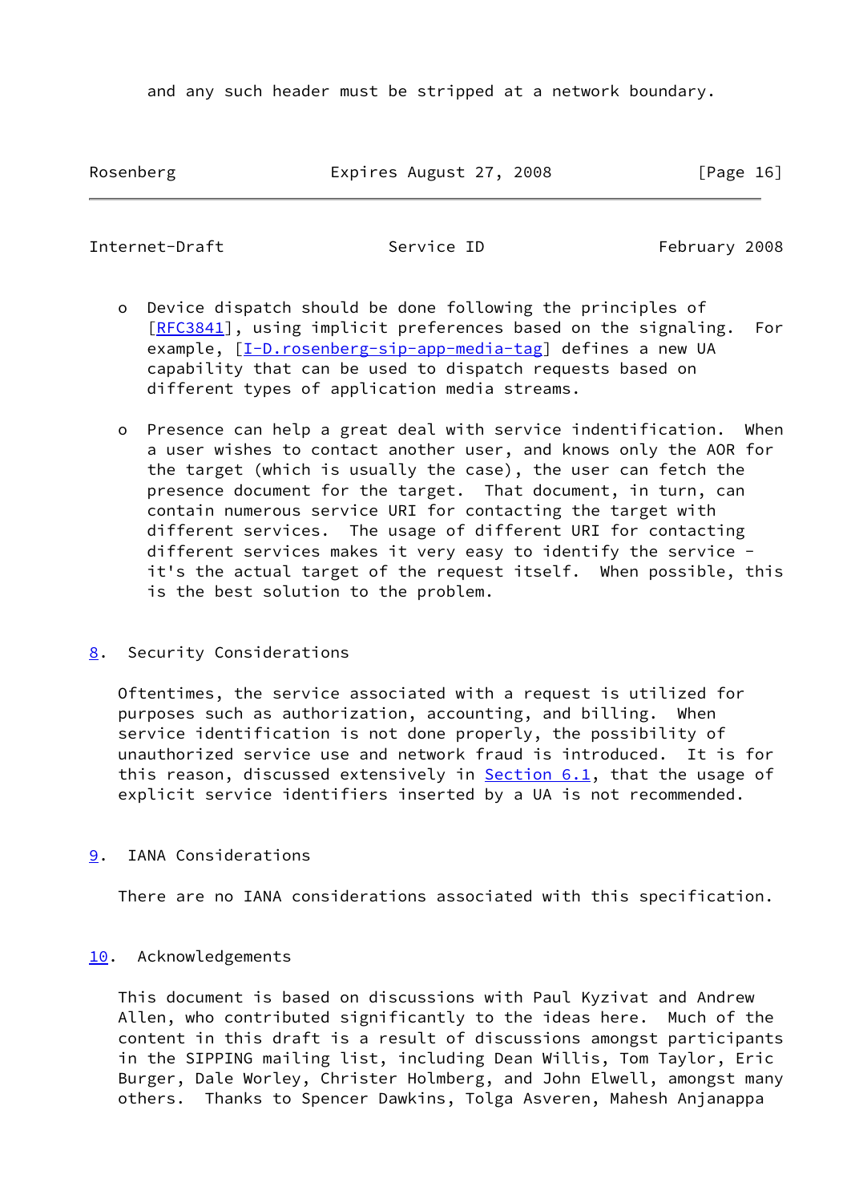and any such header must be stripped at a network boundary.

- Device dispatch should be done following the principles of [RFC3841], using implicit preferences based on the signaling. For example, [I-D.rosenberg-sip-app-media-tag] defines a new UA capability that can be used to dispatch requests based on different types of application media streams.

- Presence can help a great deal with service indentification. When a user wishes to contact another user, and knows only the AOR for the target (which is usually the case), the user can fetch the presence document for the target. That document, in turn, can contain numerous service URI for contacting the target with different services. The usage of different URI for contacting different services makes it very easy to identify the service - it's the actual target of the request itself. When possible, this is the best solution to the problem.

## 8. Security Considerations

Oftentimes, the service associated with a request is utilized for purposes such as authorization, accounting, and billing. When service identification is not done properly, the possibility of unauthorized service use and network fraud is introduced. It is for this reason, discussed extensively in Section 6.1, that the usage of explicit service identifiers inserted by a UA is not recommended.

## 9. IANA Considerations

There are no IANA considerations associated with this specification.

## 10. Acknowledgements

This document is based on discussions with Paul Kyzivat and Andrew Allen, who contributed significantly to the ideas here. Much of the content in this draft is a result of discussions amongst participants in the SIPPING mailing list, including Dean Willis, Tom Taylor, Eric Burger, Dale Worley, Christer Holmberg, and John Elwell, amongst many others. Thanks to Spencer Dawkins, Tolga Asveren, Mahesh Anjanappa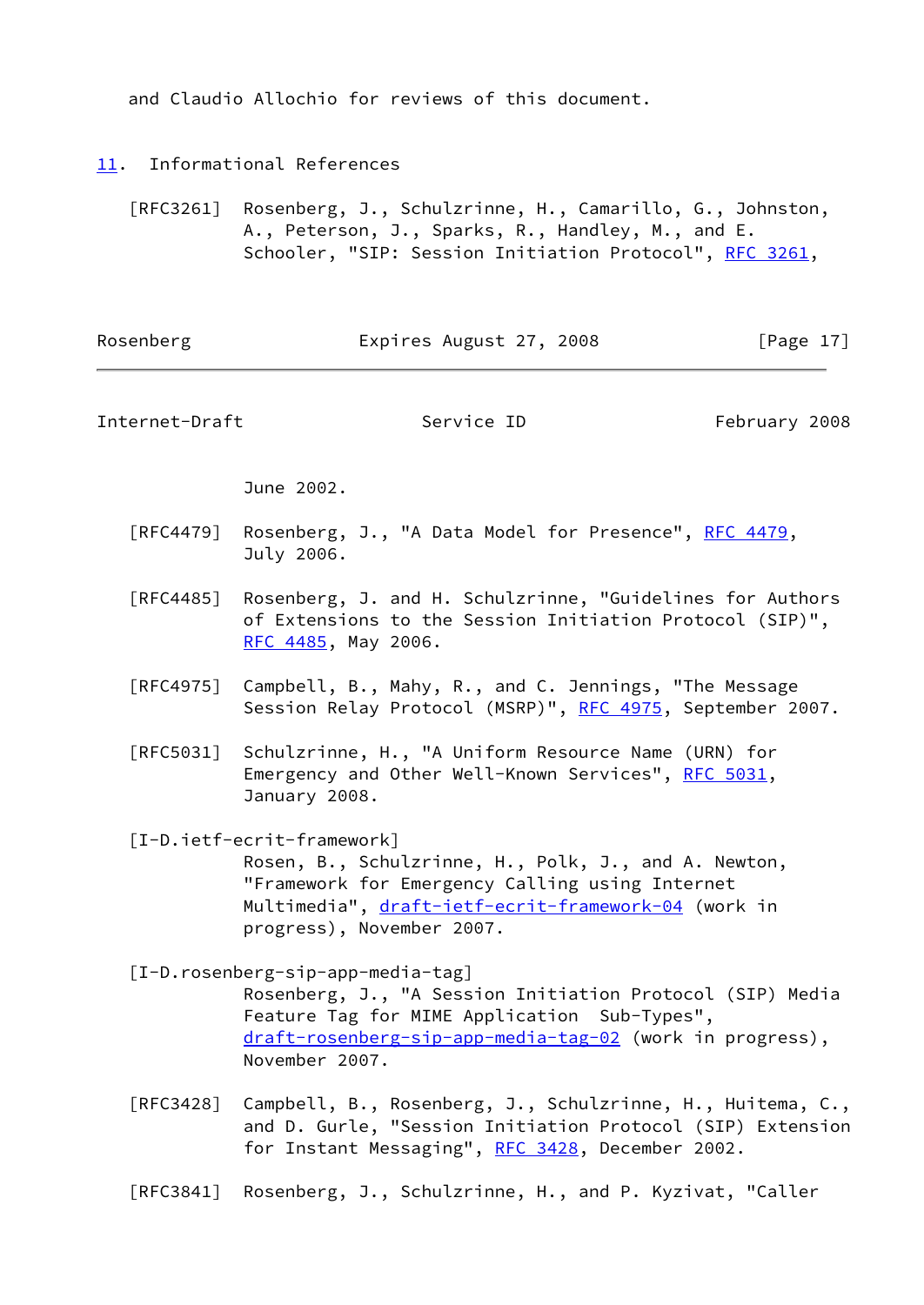and Claudio Allochio for reviews of this document.

## 11. Informational References

[RFC3261] Rosenberg, J., Schulzrinne, H., Camarillo, G., Johnston, A., Peterson, J., Sparks, R., Handley, M., and E. Schooler, "SIP: Session Initiation Protocol", RFC 3261, June 2002.

[RFC4479] Rosenberg, J., "A Data Model for Presence", RFC 4479, July 2006.

[RFC4485] Rosenberg, J. and H. Schulzrinne, "Guidelines for Authors of Extensions to the Session Initiation Protocol (SIP)", RFC 4485, May 2006.

[RFC4975] Campbell, B., Mahy, R., and C. Jennings, "The Message Session Relay Protocol (MSRP)", RFC 4975, September 2007.

[RFC5031] Schulzrinne, H., "A Uniform Resource Name (URN) for Emergency and Other Well-Known Services", RFC 5031, January 2008.

[I-D.ietf-ecrit-framework]
Rosen, B., Schulzrinne, H., Polk, J., and A. Newton, "Framework for Emergency Calling using Internet Multimedia", draft-ietf-ecrit-framework-04 (work in progress), November 2007.

[I-D.rosenberg-sip-app-media-tag]
Rosenberg, J., "A Session Initiation Protocol (SIP) Media Feature Tag for MIME Application  Sub-Types", draft-rosenberg-sip-app-media-tag-02 (work in progress), November 2007.

[RFC3428] Campbell, B., Rosenberg, J., Schulzrinne, H., Huitema, C., and D. Gurle, "Session Initiation Protocol (SIP) Extension for Instant Messaging", RFC 3428, December 2002.

[RFC3841] Rosenberg, J., Schulzrinne, H., and P. Kyzivat, "Caller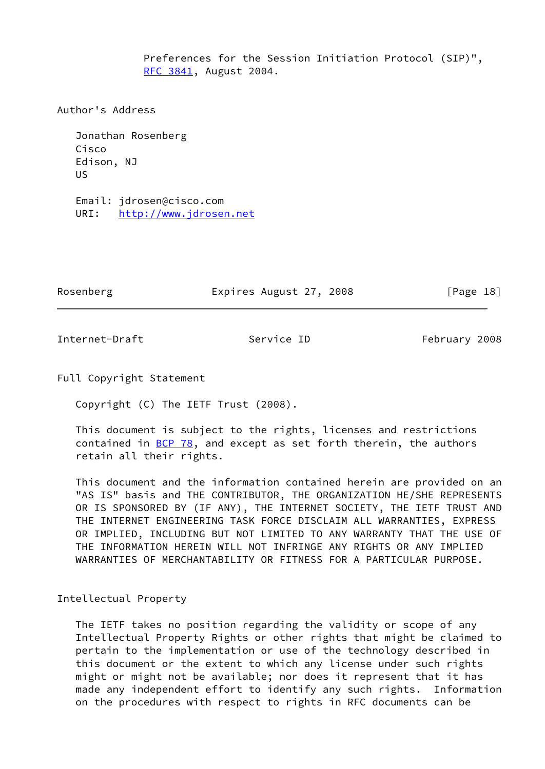Preferences for the Session Initiation Protocol (SIP)", RFC 3841, August 2004.

## Author's Address

Jonathan Rosenberg
Cisco
Edison, NJ
US

Email: jdrosen@cisco.com
URI: http://www.jdrosen.net

## Full Copyright Statement

Copyright (C) The IETF Trust (2008).

This document is subject to the rights, licenses and restrictions contained in BCP 78, and except as set forth therein, the authors retain all their rights.

This document and the information contained herein are provided on an "AS IS" basis and THE CONTRIBUTOR, THE ORGANIZATION HE/SHE REPRESENTS OR IS SPONSORED BY (IF ANY), THE INTERNET SOCIETY, THE IETF TRUST AND THE INTERNET ENGINEERING TASK FORCE DISCLAIM ALL WARRANTIES, EXPRESS OR IMPLIED, INCLUDING BUT NOT LIMITED TO ANY WARRANTY THAT THE USE OF THE INFORMATION HEREIN WILL NOT INFRINGE ANY RIGHTS OR ANY IMPLIED WARRANTIES OF MERCHANTABILITY OR FITNESS FOR A PARTICULAR PURPOSE.

## Intellectual Property

The IETF takes no position regarding the validity or scope of any Intellectual Property Rights or other rights that might be claimed to pertain to the implementation or use of the technology described in this document or the extent to which any license under such rights might or might not be available; nor does it represent that it has made any independent effort to identify any such rights. Information on the procedures with respect to rights in RFC documents can be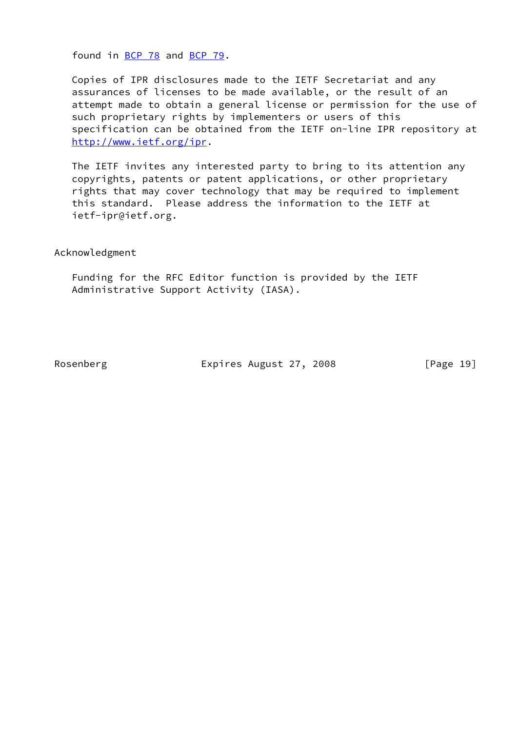found in BCP 78 and BCP 79.

Copies of IPR disclosures made to the IETF Secretariat and any assurances of licenses to be made available, or the result of an attempt made to obtain a general license or permission for the use of such proprietary rights by implementers or users of this specification can be obtained from the IETF on-line IPR repository at http://www.ietf.org/ipr.

The IETF invites any interested party to bring to its attention any copyrights, patents or patent applications, or other proprietary rights that may cover technology that may be required to implement this standard. Please address the information to the IETF at ietf-ipr@ietf.org.

## Acknowledgment

Funding for the RFC Editor function is provided by the IETF Administrative Support Activity (IASA).